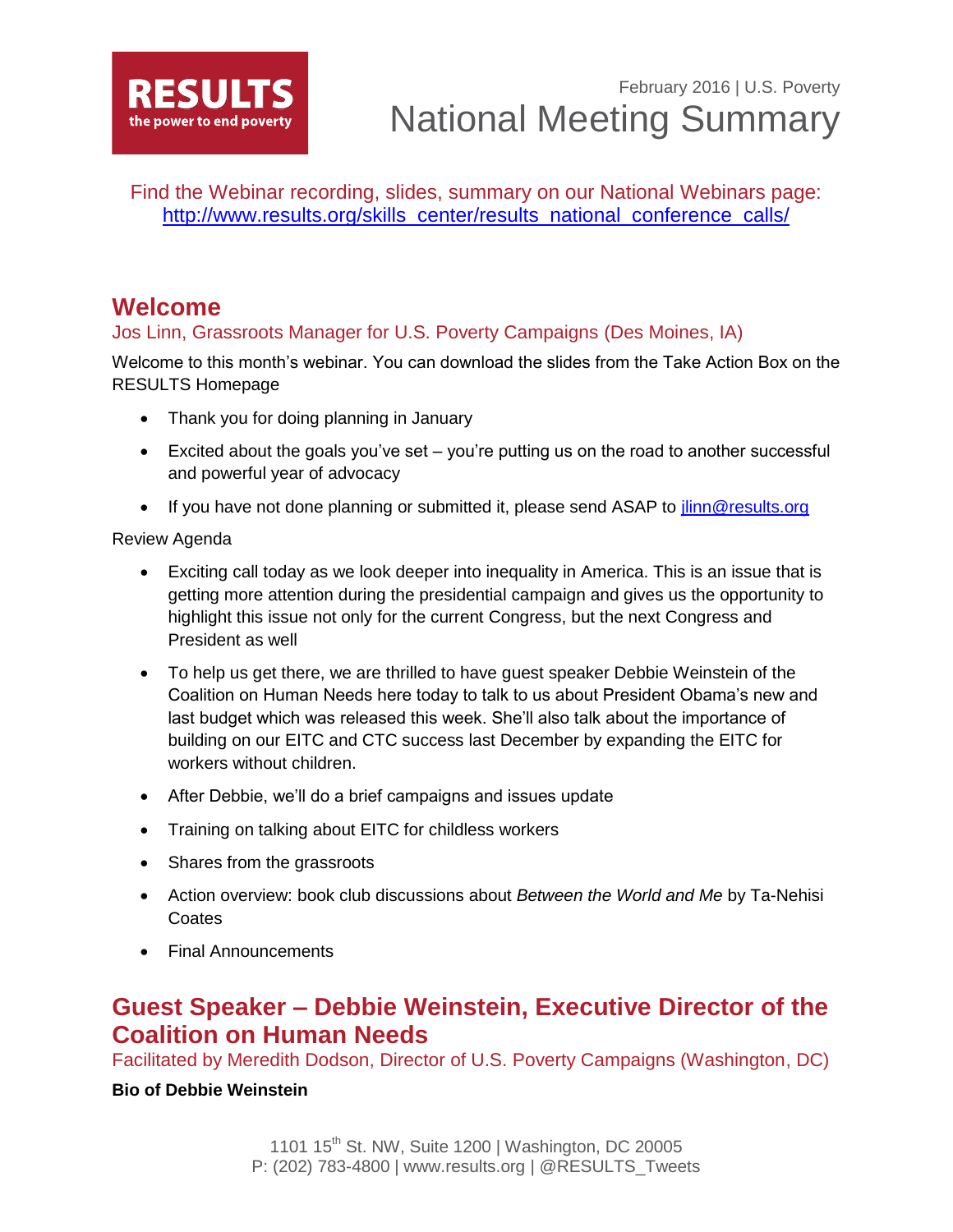RESULTS
the power to end poverty

February 2016 | U.S. Poverty

# National Meeting Summary

Find the Webinar recording, slides, summary on our National Webinars page: http://www.results.org/skills_center/results_national_conference_calls/

## Welcome

Jos Linn, Grassroots Manager for U.S. Poverty Campaigns (Des Moines, IA)

Welcome to this month's webinar. You can download the slides from the Take Action Box on the RESULTS Homepage

- Thank you for doing planning in January
- Excited about the goals you've set – you're putting us on the road to another successful and powerful year of advocacy
- If you have not done planning or submitted it, please send ASAP to jlinn@results.org

Review Agenda

- Exciting call today as we look deeper into inequality in America. This is an issue that is getting more attention during the presidential campaign and gives us the opportunity to highlight this issue not only for the current Congress, but the next Congress and President as well
- To help us get there, we are thrilled to have guest speaker Debbie Weinstein of the Coalition on Human Needs here today to talk to us about President Obama's new and last budget which was released this week. She'll also talk about the importance of building on our EITC and CTC success last December by expanding the EITC for workers without children.
- After Debbie, we'll do a brief campaigns and issues update
- Training on talking about EITC for childless workers
- Shares from the grassroots
- Action overview: book club discussions about *Between the World and Me* by Ta-Nehisi Coates
- Final Announcements

## Guest Speaker – Debbie Weinstein, Executive Director of the Coalition on Human Needs

Facilitated by Meredith Dodson, Director of U.S. Poverty Campaigns (Washington, DC)

**Bio of Debbie Weinstein**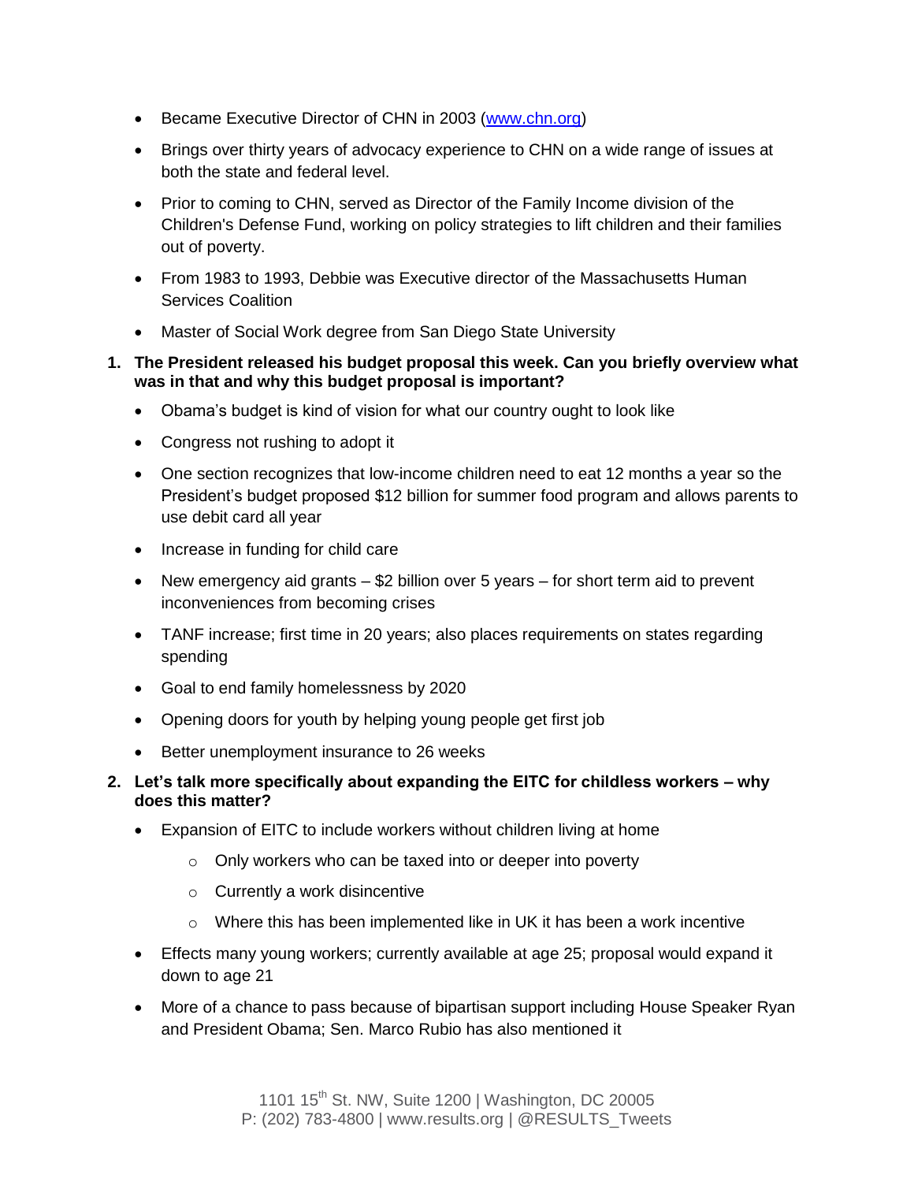- Became Executive Director of CHN in 2003 ([www.chn.org](http://www.chn.org))
- Brings over thirty years of advocacy experience to CHN on a wide range of issues at both the state and federal level.
- Prior to coming to CHN, served as Director of the Family Income division of the Children's Defense Fund, working on policy strategies to lift children and their families out of poverty.
- From 1983 to 1993, Debbie was Executive director of the Massachusetts Human Services Coalition
- Master of Social Work degree from San Diego State University

1. **The President released his budget proposal this week. Can you briefly overview what was in that and why this budget proposal is important?**
   - Obama's budget is kind of vision for what our country ought to look like
   - Congress not rushing to adopt it
   - One section recognizes that low-income children need to eat 12 months a year so the President's budget proposed $12 billion for summer food program and allows parents to use debit card all year
   - Increase in funding for child care
   - New emergency aid grants – $2 billion over 5 years – for short term aid to prevent inconveniences from becoming crises
   - TANF increase; first time in 20 years; also places requirements on states regarding spending
   - Goal to end family homelessness by 2020
   - Opening doors for youth by helping young people get first job
   - Better unemployment insurance to 26 weeks
2. **Let's talk more specifically about expanding the EITC for childless workers – why does this matter?**
   - Expansion of EITC to include workers without children living at home
     - Only workers who can be taxed into or deeper into poverty
     - Currently a work disincentive
     - Where this has been implemented like in UK it has been a work incentive
   - Effects many young workers; currently available at age 25; proposal would expand it down to age 21
   - More of a chance to pass because of bipartisan support including House Speaker Ryan and President Obama; Sen. Marco Rubio has also mentioned it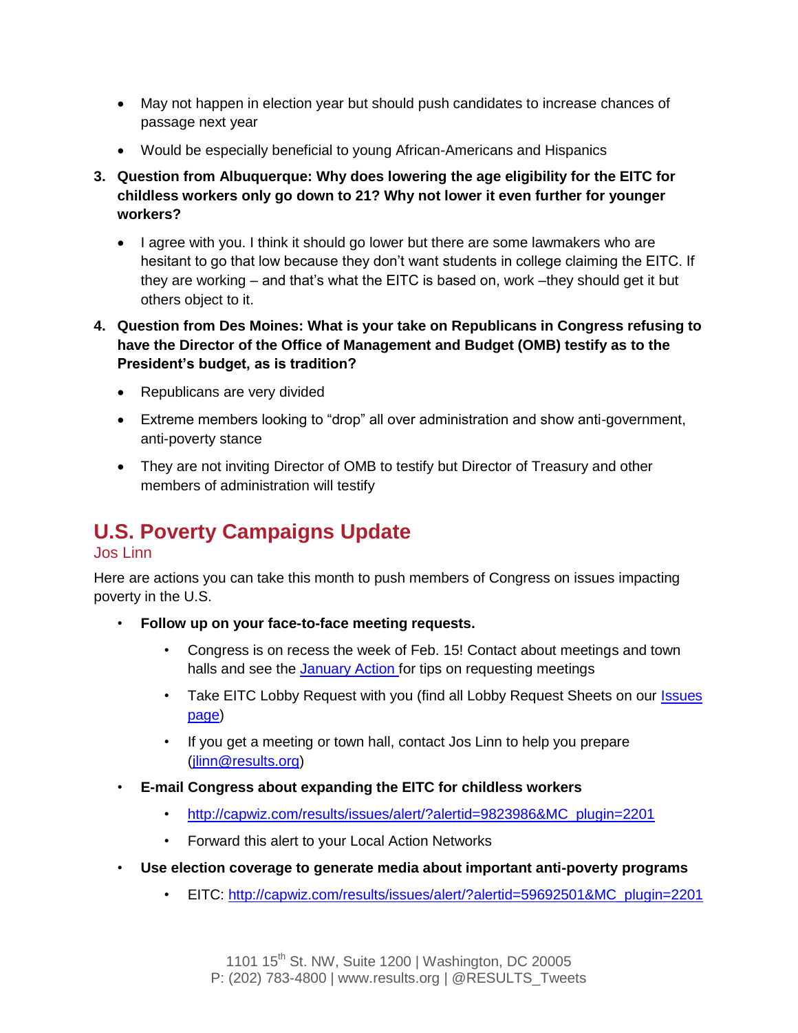- May not happen in election year but should push candidates to increase chances of passage next year
- Would be especially beneficial to young African-Americans and Hispanics

3. **Question from Albuquerque: Why does lowering the age eligibility for the EITC for childless workers only go down to 21? Why not lower it even further for younger workers?**
   - I agree with you. I think it should go lower but there are some lawmakers who are hesitant to go that low because they don't want students in college claiming the EITC. If they are working – and that's what the EITC is based on, work –they should get it but others object to it.

4. **Question from Des Moines: What is your take on Republicans in Congress refusing to have the Director of the Office of Management and Budget (OMB) testify as to the President's budget, as is tradition?**
   - Republicans are very divided
   - Extreme members looking to "drop" all over administration and show anti-government, anti-poverty stance
   - They are not inviting Director of OMB to testify but Director of Treasury and other members of administration will testify

## U.S. Poverty Campaigns Update

Jos Linn

Here are actions you can take this month to push members of Congress on issues impacting poverty in the U.S.

- **Follow up on your face-to-face meeting requests.**
  - Congress is on recess the week of Feb. 15! Contact about meetings and town halls and see the January Action for tips on requesting meetings
  - Take EITC Lobby Request with you (find all Lobby Request Sheets on our Issues page)
  - If you get a meeting or town hall, contact Jos Linn to help you prepare (jlinn@results.org)
- **E-mail Congress about expanding the EITC for childless workers**
  - http://capwiz.com/results/issues/alert/?alertid=9823986&MC_plugin=2201
  - Forward this alert to your Local Action Networks
- **Use election coverage to generate media about important anti-poverty programs**
  - EITC: http://capwiz.com/results/issues/alert/?alertid=59692501&MC_plugin=2201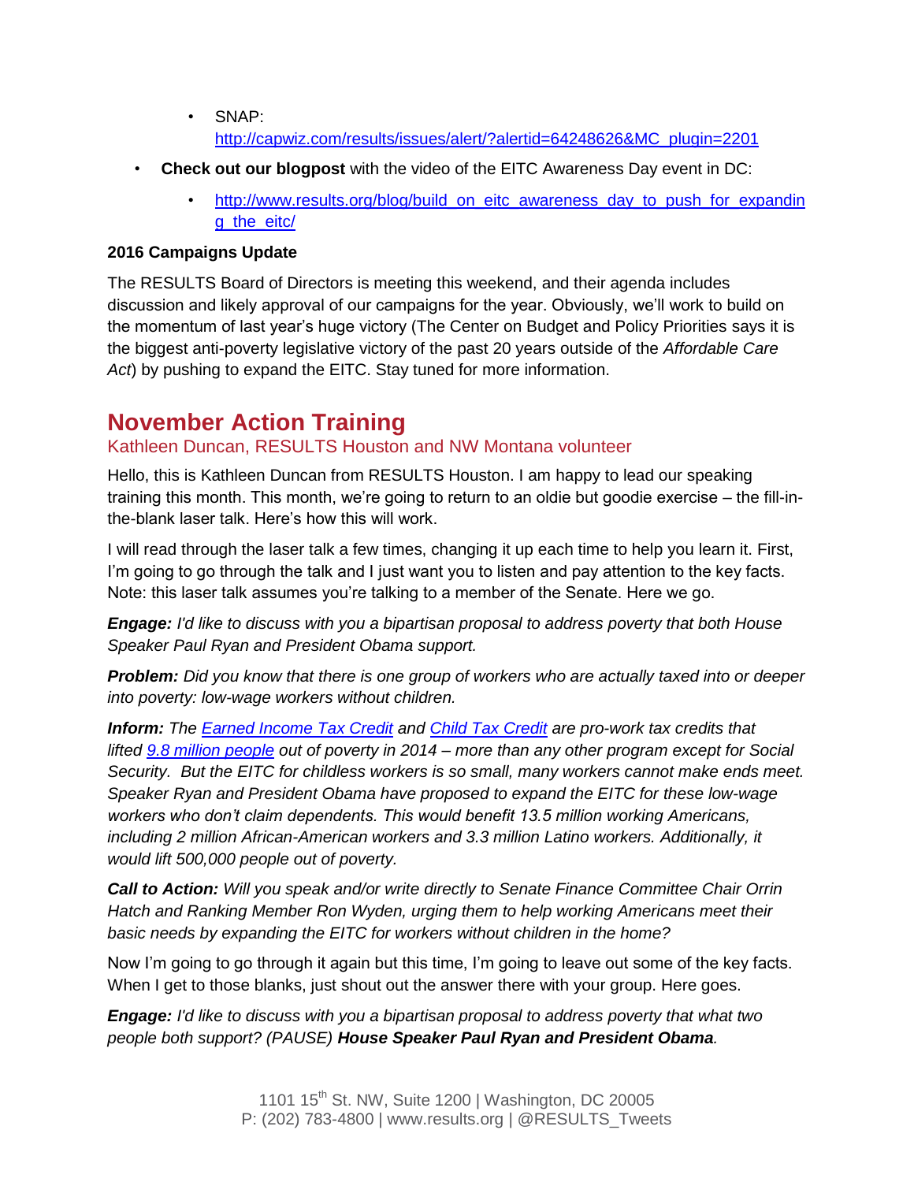- SNAP: [http://capwiz.com/results/issues/alert/?alertid=64248626&MC_plugin=2201](http://capwiz.com/results/issues/alert/?alertid=64248626&MC_plugin=2201)

- **Check out our blogpost** with the video of the EITC Awareness Day event in DC:
  - [http://www.results.org/blog/build_on_eitc_awareness_day_to_push_for_expanding_the_eitc/](http://www.results.org/blog/build_on_eitc_awareness_day_to_push_for_expanding_the_eitc/)

**2016 Campaigns Update**

The RESULTS Board of Directors is meeting this weekend, and their agenda includes discussion and likely approval of our campaigns for the year. Obviously, we'll work to build on the momentum of last year's huge victory (The Center on Budget and Policy Priorities says it is the biggest anti-poverty legislative victory of the past 20 years outside of the *Affordable Care Act*) by pushing to expand the EITC. Stay tuned for more information.

## November Action Training

Kathleen Duncan, RESULTS Houston and NW Montana volunteer

Hello, this is Kathleen Duncan from RESULTS Houston. I am happy to lead our speaking training this month. This month, we're going to return to an oldie but goodie exercise – the fill-in-the-blank laser talk. Here's how this will work.

I will read through the laser talk a few times, changing it up each time to help you learn it. First, I'm going to go through the talk and I just want you to listen and pay attention to the key facts. Note: this laser talk assumes you're talking to a member of the Senate. Here we go.

***Engage:*** *I'd like to discuss with you a bipartisan proposal to address poverty that both House Speaker Paul Ryan and President Obama support.*

***Problem:*** *Did you know that there is one group of workers who are actually taxed into or deeper into poverty: low-wage workers without children.*

***Inform:*** *The [Earned Income Tax Credit](#) and [Child Tax Credit](#) are pro-work tax credits that lifted [9.8 million people](#) out of poverty in 2014 – more than any other program except for Social Security. But the EITC for childless workers is so small, many workers cannot make ends meet. Speaker Ryan and President Obama have proposed to expand the EITC for these low-wage workers who don't claim dependents. This would benefit 13.5 million working Americans, including 2 million African-American workers and 3.3 million Latino workers. Additionally, it would lift 500,000 people out of poverty.*

***Call to Action:*** *Will you speak and/or write directly to Senate Finance Committee Chair Orrin Hatch and Ranking Member Ron Wyden, urging them to help working Americans meet their basic needs by expanding the EITC for workers without children in the home?*

Now I'm going to go through it again but this time, I'm going to leave out some of the key facts. When I get to those blanks, just shout out the answer there with your group. Here goes.

***Engage:*** *I'd like to discuss with you a bipartisan proposal to address poverty that what two people both support? (PAUSE)* ***House Speaker Paul Ryan and President Obama****.*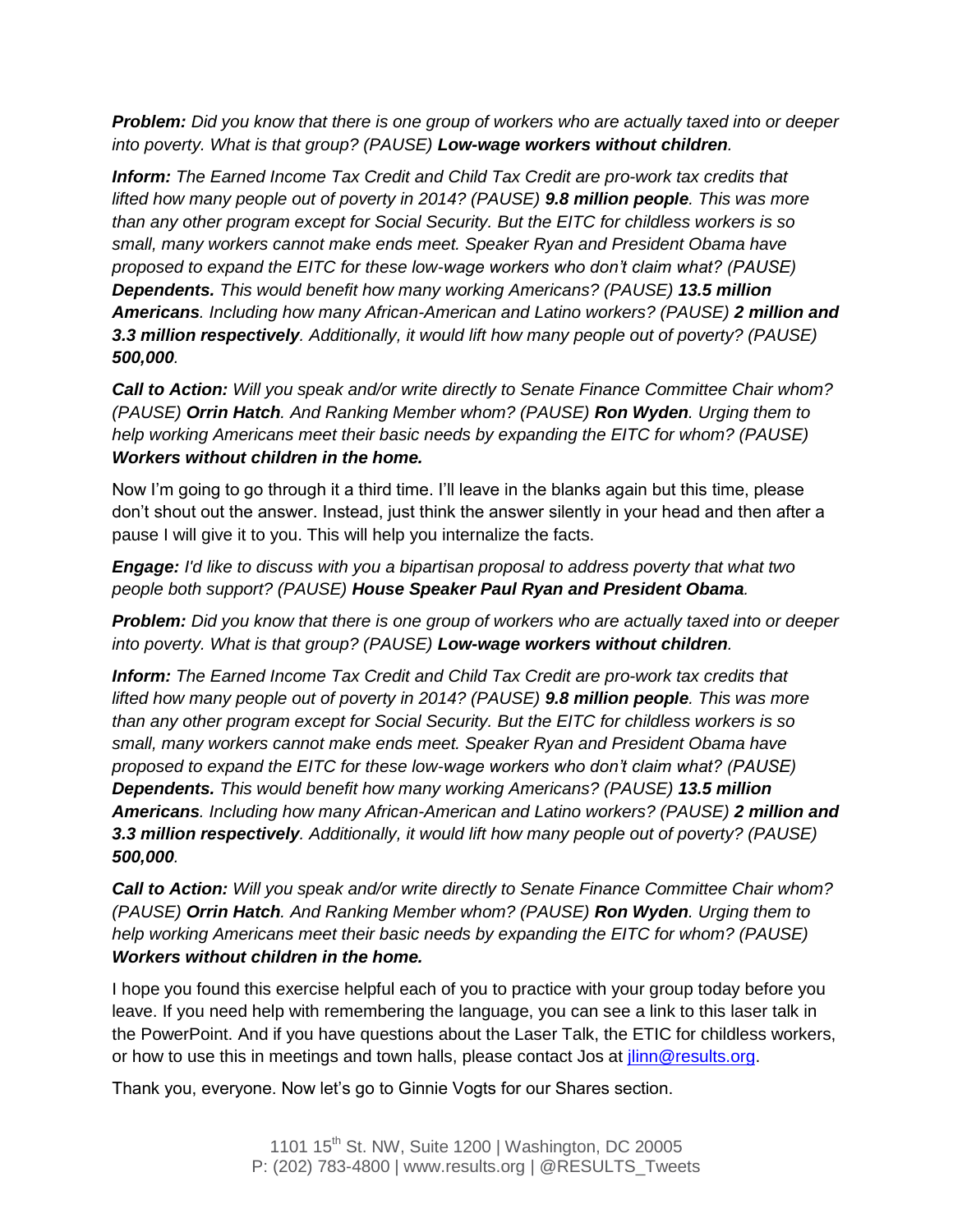***Problem:*** *Did you know that there is one group of workers who are actually taxed into or deeper into poverty. What is that group? (PAUSE)* ***Low-wage workers without children****.*

***Inform:*** *The Earned Income Tax Credit and Child Tax Credit are pro-work tax credits that lifted how many people out of poverty in 2014? (PAUSE)* ***9.8 million people****. This was more than any other program except for Social Security. But the EITC for childless workers is so small, many workers cannot make ends meet. Speaker Ryan and President Obama have proposed to expand the EITC for these low-wage workers who don't claim what? (PAUSE)* ***Dependents.*** *This would benefit how many working Americans? (PAUSE)* ***13.5 million Americans****. Including how many African-American and Latino workers? (PAUSE)* ***2 million and 3.3 million respectively****. Additionally, it would lift how many people out of poverty? (PAUSE)* ***500,000****.*

***Call to Action:*** *Will you speak and/or write directly to Senate Finance Committee Chair whom? (PAUSE)* ***Orrin Hatch****. And Ranking Member whom? (PAUSE)* ***Ron Wyden****. Urging them to help working Americans meet their basic needs by expanding the EITC for whom? (PAUSE)* ***Workers without children in the home.***

Now I'm going to go through it a third time. I'll leave in the blanks again but this time, please don't shout out the answer. Instead, just think the answer silently in your head and then after a pause I will give it to you. This will help you internalize the facts.

***Engage:*** *I'd like to discuss with you a bipartisan proposal to address poverty that what two people both support? (PAUSE)* ***House Speaker Paul Ryan and President Obama****.*

***Problem:*** *Did you know that there is one group of workers who are actually taxed into or deeper into poverty. What is that group? (PAUSE)* ***Low-wage workers without children****.*

***Inform:*** *The Earned Income Tax Credit and Child Tax Credit are pro-work tax credits that lifted how many people out of poverty in 2014? (PAUSE)* ***9.8 million people****. This was more than any other program except for Social Security. But the EITC for childless workers is so small, many workers cannot make ends meet. Speaker Ryan and President Obama have proposed to expand the EITC for these low-wage workers who don't claim what? (PAUSE)* ***Dependents.*** *This would benefit how many working Americans? (PAUSE)* ***13.5 million Americans****. Including how many African-American and Latino workers? (PAUSE)* ***2 million and 3.3 million respectively****. Additionally, it would lift how many people out of poverty? (PAUSE)* ***500,000****.*

***Call to Action:*** *Will you speak and/or write directly to Senate Finance Committee Chair whom? (PAUSE)* ***Orrin Hatch****. And Ranking Member whom? (PAUSE)* ***Ron Wyden****. Urging them to help working Americans meet their basic needs by expanding the EITC for whom? (PAUSE)* ***Workers without children in the home.***

I hope you found this exercise helpful each of you to practice with your group today before you leave. If you need help with remembering the language, you can see a link to this laser talk in the PowerPoint. And if you have questions about the Laser Talk, the ETIC for childless workers, or how to use this in meetings and town halls, please contact Jos at [jlinn@results.org](mailto:jlinn@results.org).

Thank you, everyone. Now let's go to Ginnie Vogts for our Shares section.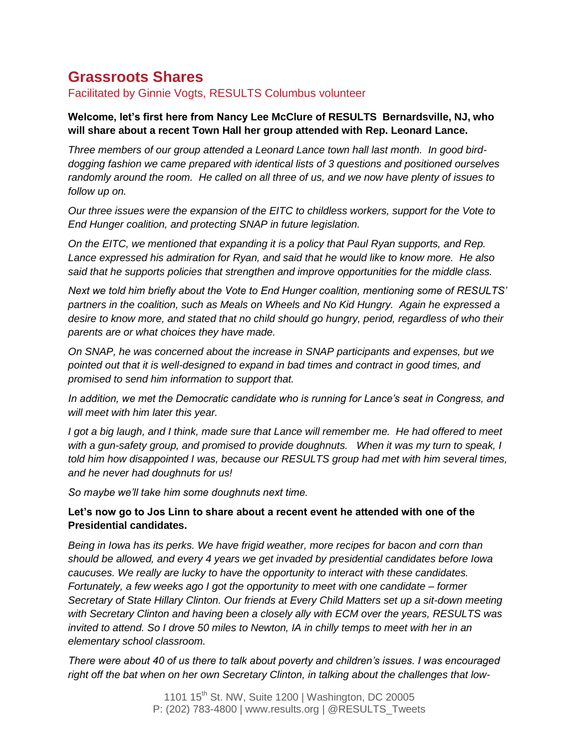## Grassroots Shares

Facilitated by Ginnie Vogts, RESULTS Columbus volunteer

**Welcome, let's first here from Nancy Lee McClure of RESULTS Bernardsville, NJ, who will share about a recent Town Hall her group attended with Rep. Leonard Lance.**

*Three members of our group attended a Leonard Lance town hall last month. In good bird-dogging fashion we came prepared with identical lists of 3 questions and positioned ourselves randomly around the room. He called on all three of us, and we now have plenty of issues to follow up on.*

*Our three issues were the expansion of the EITC to childless workers, support for the Vote to End Hunger coalition, and protecting SNAP in future legislation.*

*On the EITC, we mentioned that expanding it is a policy that Paul Ryan supports, and Rep. Lance expressed his admiration for Ryan, and said that he would like to know more. He also said that he supports policies that strengthen and improve opportunities for the middle class.*

*Next we told him briefly about the Vote to End Hunger coalition, mentioning some of RESULTS' partners in the coalition, such as Meals on Wheels and No Kid Hungry. Again he expressed a desire to know more, and stated that no child should go hungry, period, regardless of who their parents are or what choices they have made.*

*On SNAP, he was concerned about the increase in SNAP participants and expenses, but we pointed out that it is well-designed to expand in bad times and contract in good times, and promised to send him information to support that.*

*In addition, we met the Democratic candidate who is running for Lance's seat in Congress, and will meet with him later this year.*

*I got a big laugh, and I think, made sure that Lance will remember me. He had offered to meet with a gun-safety group, and promised to provide doughnuts. When it was my turn to speak, I told him how disappointed I was, because our RESULTS group had met with him several times, and he never had doughnuts for us!*

*So maybe we'll take him some doughnuts next time.*

**Let's now go to Jos Linn to share about a recent event he attended with one of the Presidential candidates.**

*Being in Iowa has its perks. We have frigid weather, more recipes for bacon and corn than should be allowed, and every 4 years we get invaded by presidential candidates before Iowa caucuses. We really are lucky to have the opportunity to interact with these candidates. Fortunately, a few weeks ago I got the opportunity to meet with one candidate – former Secretary of State Hillary Clinton. Our friends at Every Child Matters set up a sit-down meeting with Secretary Clinton and having been a closely ally with ECM over the years, RESULTS was invited to attend. So I drove 50 miles to Newton, IA in chilly temps to meet with her in an elementary school classroom.*

*There were about 40 of us there to talk about poverty and children's issues. I was encouraged right off the bat when on her own Secretary Clinton, in talking about the challenges that low-*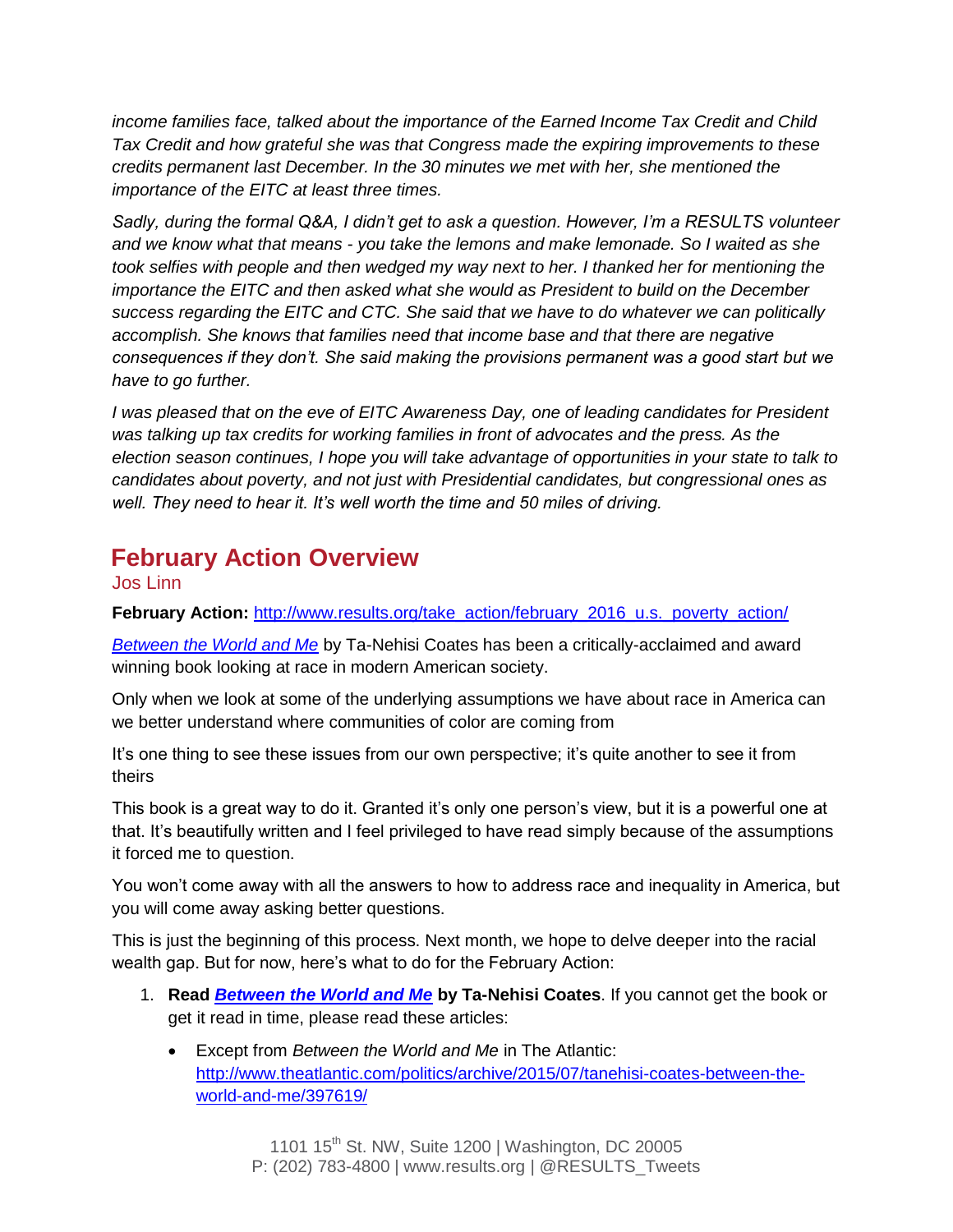*income families face, talked about the importance of the Earned Income Tax Credit and Child Tax Credit and how grateful she was that Congress made the expiring improvements to these credits permanent last December. In the 30 minutes we met with her, she mentioned the importance of the EITC at least three times.*

*Sadly, during the formal Q&A, I didn't get to ask a question. However, I'm a RESULTS volunteer and we know what that means - you take the lemons and make lemonade. So I waited as she took selfies with people and then wedged my way next to her. I thanked her for mentioning the importance the EITC and then asked what she would as President to build on the December success regarding the EITC and CTC. She said that we have to do whatever we can politically accomplish. She knows that families need that income base and that there are negative consequences if they don't. She said making the provisions permanent was a good start but we have to go further.*

*I was pleased that on the eve of EITC Awareness Day, one of leading candidates for President was talking up tax credits for working families in front of advocates and the press. As the election season continues, I hope you will take advantage of opportunities in your state to talk to candidates about poverty, and not just with Presidential candidates, but congressional ones as well. They need to hear it. It's well worth the time and 50 miles of driving.*

## February Action Overview

Jos Linn

**February Action:** http://www.results.org/take_action/february_2016_u.s._poverty_action/

*Between the World and Me* by Ta-Nehisi Coates has been a critically-acclaimed and award winning book looking at race in modern American society.

Only when we look at some of the underlying assumptions we have about race in America can we better understand where communities of color are coming from

It's one thing to see these issues from our own perspective; it's quite another to see it from theirs

This book is a great way to do it. Granted it's only one person's view, but it is a powerful one at that. It's beautifully written and I feel privileged to have read simply because of the assumptions it forced me to question.

You won't come away with all the answers to how to address race and inequality in America, but you will come away asking better questions.

This is just the beginning of this process. Next month, we hope to delve deeper into the racial wealth gap. But for now, here's what to do for the February Action:

1. **Read *Between the World and Me* by Ta-Nehisi Coates**. If you cannot get the book or get it read in time, please read these articles:
    - Except from *Between the World and Me* in The Atlantic: http://www.theatlantic.com/politics/archive/2015/07/tanehisi-coates-between-the-world-and-me/397619/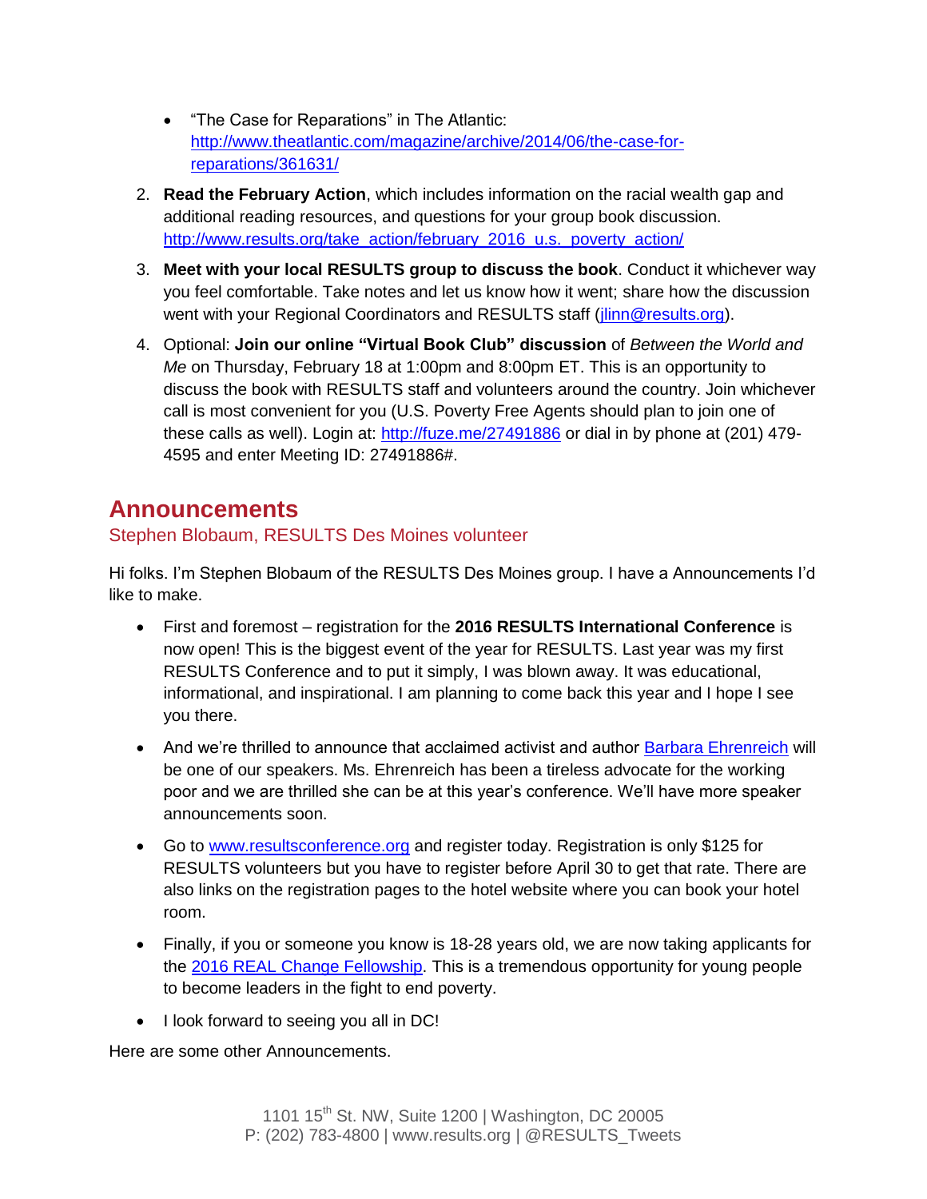- "The Case for Reparations" in The Atlantic: [http://www.theatlantic.com/magazine/archive/2014/06/the-case-for-reparations/361631/](http://www.theatlantic.com/magazine/archive/2014/06/the-case-for-reparations/361631/)

2. **Read the February Action**, which includes information on the racial wealth gap and additional reading resources, and questions for your group book discussion. [http://www.results.org/take_action/february_2016_u.s._poverty_action/](http://www.results.org/take_action/february_2016_u.s._poverty_action/)
3. **Meet with your local RESULTS group to discuss the book**. Conduct it whichever way you feel comfortable. Take notes and let us know how it went; share how the discussion went with your Regional Coordinators and RESULTS staff ([jlinn@results.org](mailto:jlinn@results.org)).
4. Optional: **Join our online "Virtual Book Club" discussion** of *Between the World and Me* on Thursday, February 18 at 1:00pm and 8:00pm ET. This is an opportunity to discuss the book with RESULTS staff and volunteers around the country. Join whichever call is most convenient for you (U.S. Poverty Free Agents should plan to join one of these calls as well). Login at: [http://fuze.me/27491886](http://fuze.me/27491886) or dial in by phone at (201) 479-4595 and enter Meeting ID: 27491886#.

## Announcements

### Stephen Blobaum, RESULTS Des Moines volunteer

Hi folks. I'm Stephen Blobaum of the RESULTS Des Moines group. I have a Announcements I'd like to make.

- First and foremost – registration for the **2016 RESULTS International Conference** is now open! This is the biggest event of the year for RESULTS. Last year was my first RESULTS Conference and to put it simply, I was blown away. It was educational, informational, and inspirational. I am planning to come back this year and I hope I see you there.
- And we're thrilled to announce that acclaimed activist and author [Barbara Ehrenreich]() will be one of our speakers. Ms. Ehrenreich has been a tireless advocate for the working poor and we are thrilled she can be at this year's conference. We'll have more speaker announcements soon.
- Go to [www.resultsconference.org](http://www.resultsconference.org) and register today. Registration is only $125 for RESULTS volunteers but you have to register before April 30 to get that rate. There are also links on the registration pages to the hotel website where you can book your hotel room.
- Finally, if you or someone you know is 18-28 years old, we are now taking applicants for the [2016 REAL Change Fellowship](). This is a tremendous opportunity for young people to become leaders in the fight to end poverty.
- I look forward to seeing you all in DC!

Here are some other Announcements.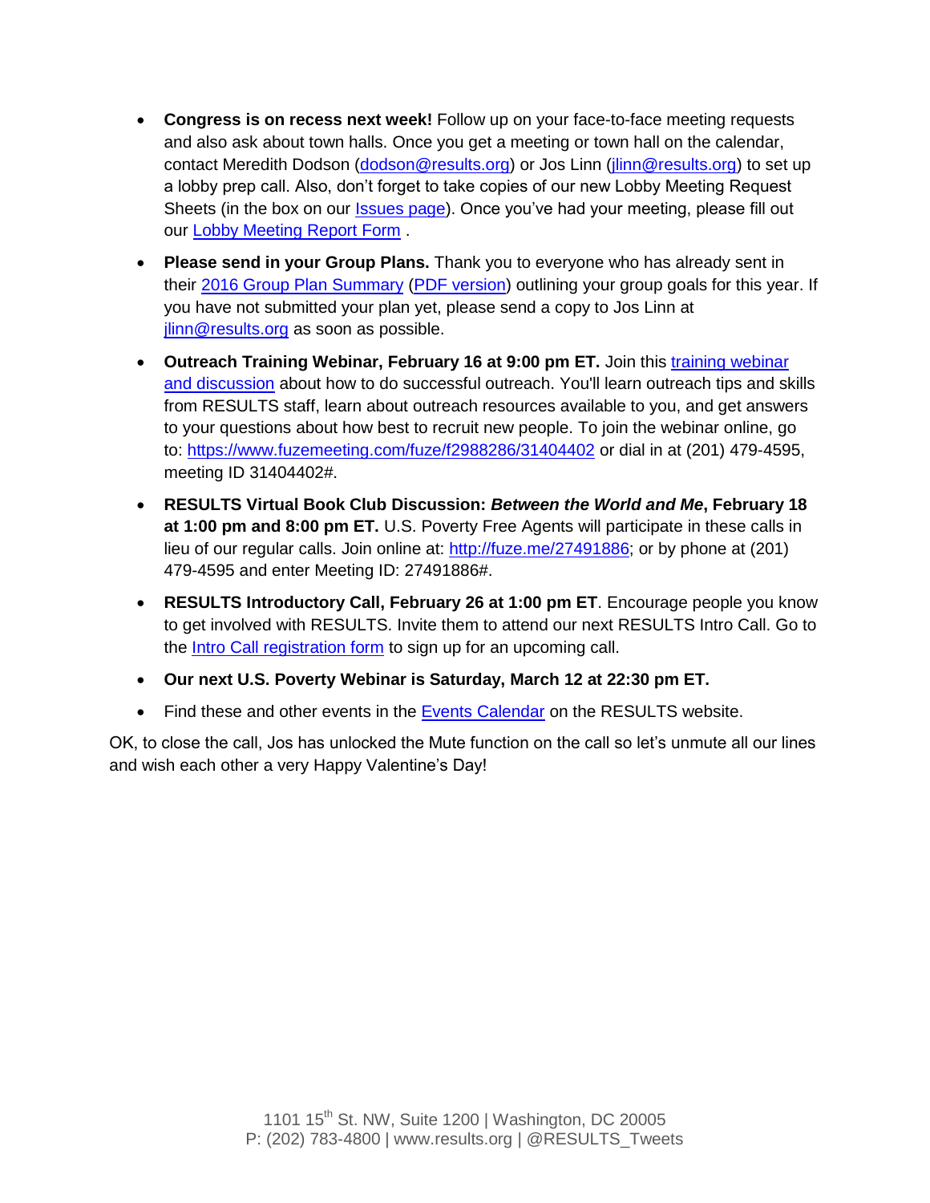- **Congress is on recess next week!** Follow up on your face-to-face meeting requests and also ask about town halls. Once you get a meeting or town hall on the calendar, contact Meredith Dodson (dodson@results.org) or Jos Linn (jlinn@results.org) to set up a lobby prep call. Also, don't forget to take copies of our new Lobby Meeting Request Sheets (in the box on our Issues page). Once you've had your meeting, please fill out our Lobby Meeting Report Form .
- **Please send in your Group Plans.** Thank you to everyone who has already sent in their 2016 Group Plan Summary (PDF version) outlining your group goals for this year. If you have not submitted your plan yet, please send a copy to Jos Linn at jlinn@results.org as soon as possible.
- **Outreach Training Webinar, February 16 at 9:00 pm ET.** Join this training webinar and discussion about how to do successful outreach. You'll learn outreach tips and skills from RESULTS staff, learn about outreach resources available to you, and get answers to your questions about how best to recruit new people. To join the webinar online, go to: https://www.fuzemeeting.com/fuze/f2988286/31404402 or dial in at (201) 479-4595, meeting ID 31404402#.
- **RESULTS Virtual Book Club Discussion: *Between the World and Me*, February 18 at 1:00 pm and 8:00 pm ET.** U.S. Poverty Free Agents will participate in these calls in lieu of our regular calls. Join online at: http://fuze.me/27491886; or by phone at (201) 479-4595 and enter Meeting ID: 27491886#.
- **RESULTS Introductory Call, February 26 at 1:00 pm ET**. Encourage people you know to get involved with RESULTS. Invite them to attend our next RESULTS Intro Call. Go to the Intro Call registration form to sign up for an upcoming call.
- **Our next U.S. Poverty Webinar is Saturday, March 12 at 22:30 pm ET.**
- Find these and other events in the Events Calendar on the RESULTS website.

OK, to close the call, Jos has unlocked the Mute function on the call so let's unmute all our lines and wish each other a very Happy Valentine's Day!